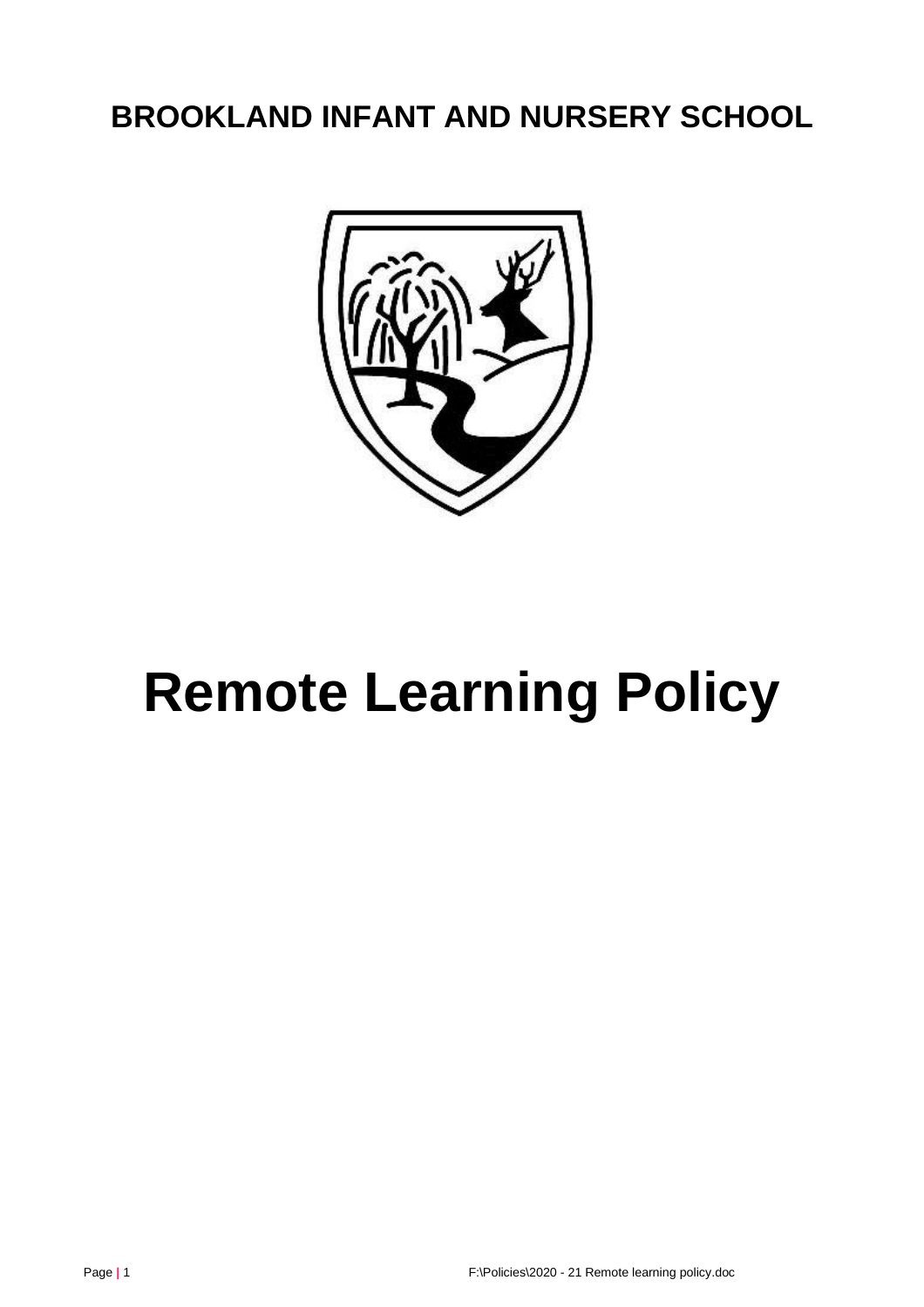# BROOKLAND INFANT AND NURSERY SCHOOL

# Remote Learning Policy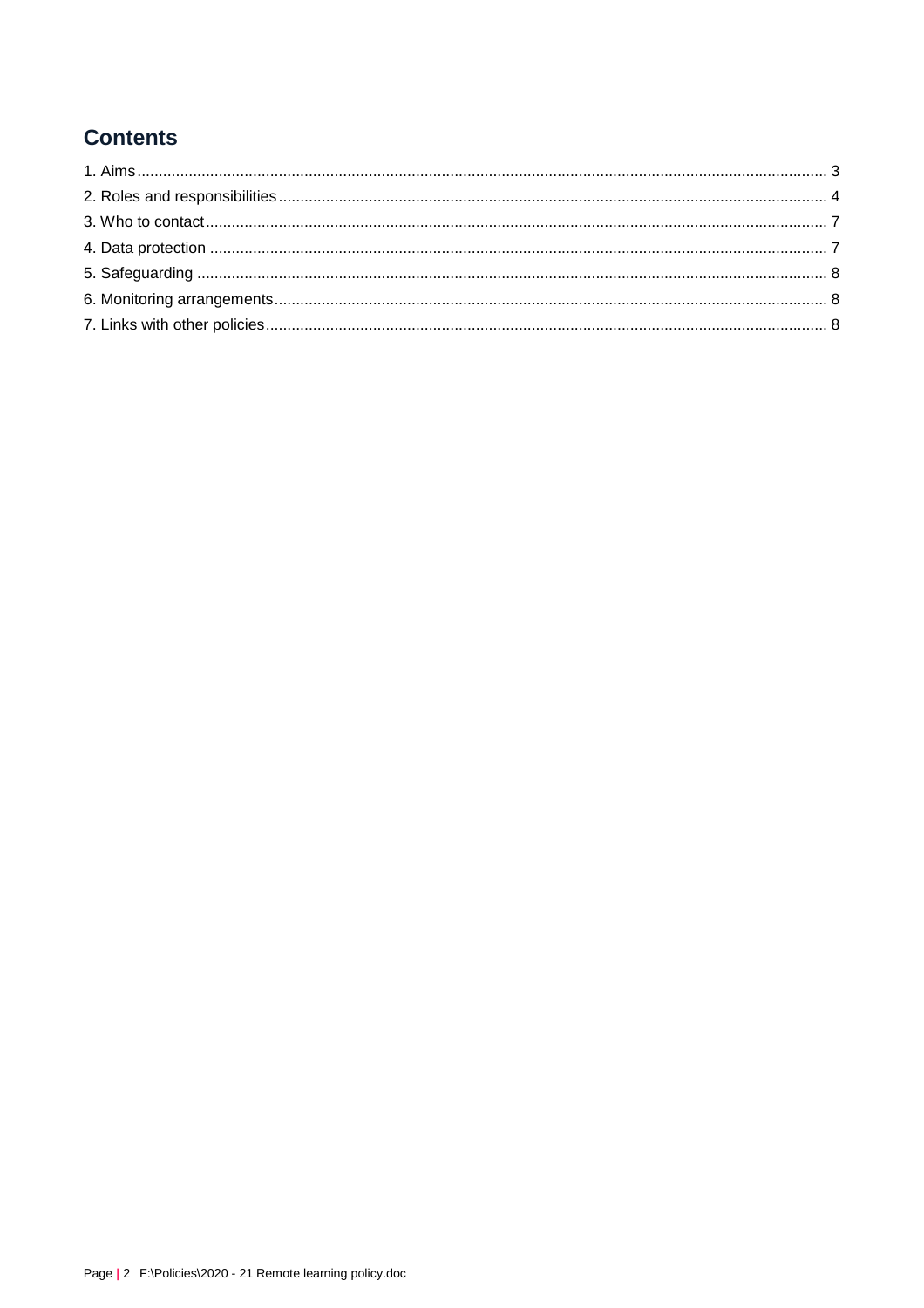## Contents

1. Aims ........................................................................ 3
2. Roles and responsibilities ........................................................................ 4
3. Who to contact ........................................................................ 7
4. Data protection ........................................................................ 7
5. Safeguarding ........................................................................ 8
6. Monitoring arrangements ........................................................................ 8
7. Links with other policies ........................................................................ 8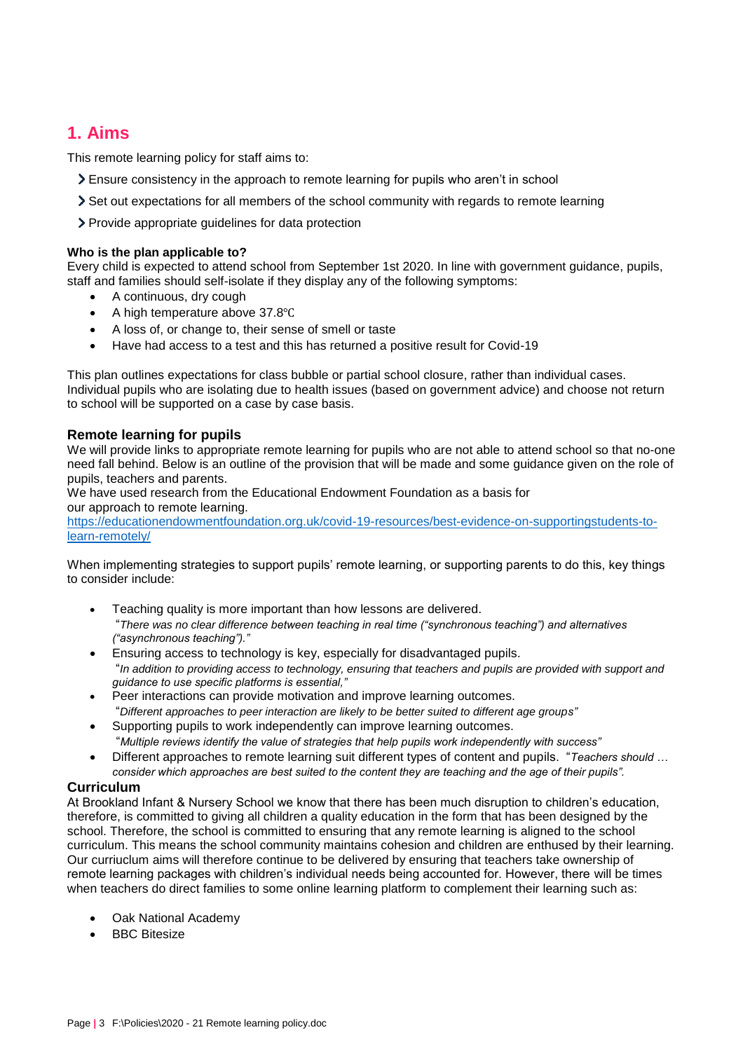## 1. Aims

This remote learning policy for staff aims to:

- Ensure consistency in the approach to remote learning for pupils who aren't in school
- Set out expectations for all members of the school community with regards to remote learning
- Provide appropriate guidelines for data protection

**Who is the plan applicable to?**
Every child is expected to attend school from September 1st 2020. In line with government guidance, pupils, staff and families should self-isolate if they display any of the following symptoms:

- A continuous, dry cough
- A high temperature above 37.8℃
- A loss of, or change to, their sense of smell or taste
- Have had access to a test and this has returned a positive result for Covid-19

This plan outlines expectations for class bubble or partial school closure, rather than individual cases. Individual pupils who are isolating due to health issues (based on government advice) and choose not return to school will be supported on a case by case basis.

### Remote learning for pupils

We will provide links to appropriate remote learning for pupils who are not able to attend school so that no-one need fall behind. Below is an outline of the provision that will be made and some guidance given on the role of pupils, teachers and parents.
We have used research from the Educational Endowment Foundation as a basis for
our approach to remote learning.
[https://educationendowmentfoundation.org.uk/covid-19-resources/best-evidence-on-supportingstudents-to-learn-remotely/](https://educationendowmentfoundation.org.uk/covid-19-resources/best-evidence-on-supportingstudents-to-learn-remotely/)

When implementing strategies to support pupils' remote learning, or supporting parents to do this, key things to consider include:

- Teaching quality is more important than how lessons are delivered.
  "*There was no clear difference between teaching in real time ("synchronous teaching") and alternatives ("asynchronous teaching")."*
- Ensuring access to technology is key, especially for disadvantaged pupils.
  "*In addition to providing access to technology, ensuring that teachers and pupils are provided with support and guidance to use specific platforms is essential,"*
- Peer interactions can provide motivation and improve learning outcomes.
  "*Different approaches to peer interaction are likely to be better suited to different age groups"*
- Supporting pupils to work independently can improve learning outcomes.
  "*Multiple reviews identify the value of strategies that help pupils work independently with success"*
- Different approaches to remote learning suit different types of content and pupils. "*Teachers should … consider which approaches are best suited to the content they are teaching and the age of their pupils".*

### Curriculum

At Brookland Infant & Nursery School we know that there has been much disruption to children's education, therefore, is committed to giving all children a quality education in the form that has been designed by the school. Therefore, the school is committed to ensuring that any remote learning is aligned to the school curriculum. This means the school community maintains cohesion and children are enthused by their learning. Our curriuclum aims will therefore continue to be delivered by ensuring that teachers take ownership of remote learning packages with children's individual needs being accounted for. However, there will be times when teachers do direct families to some online learning platform to complement their learning such as:

- Oak National Academy
- BBC Bitesize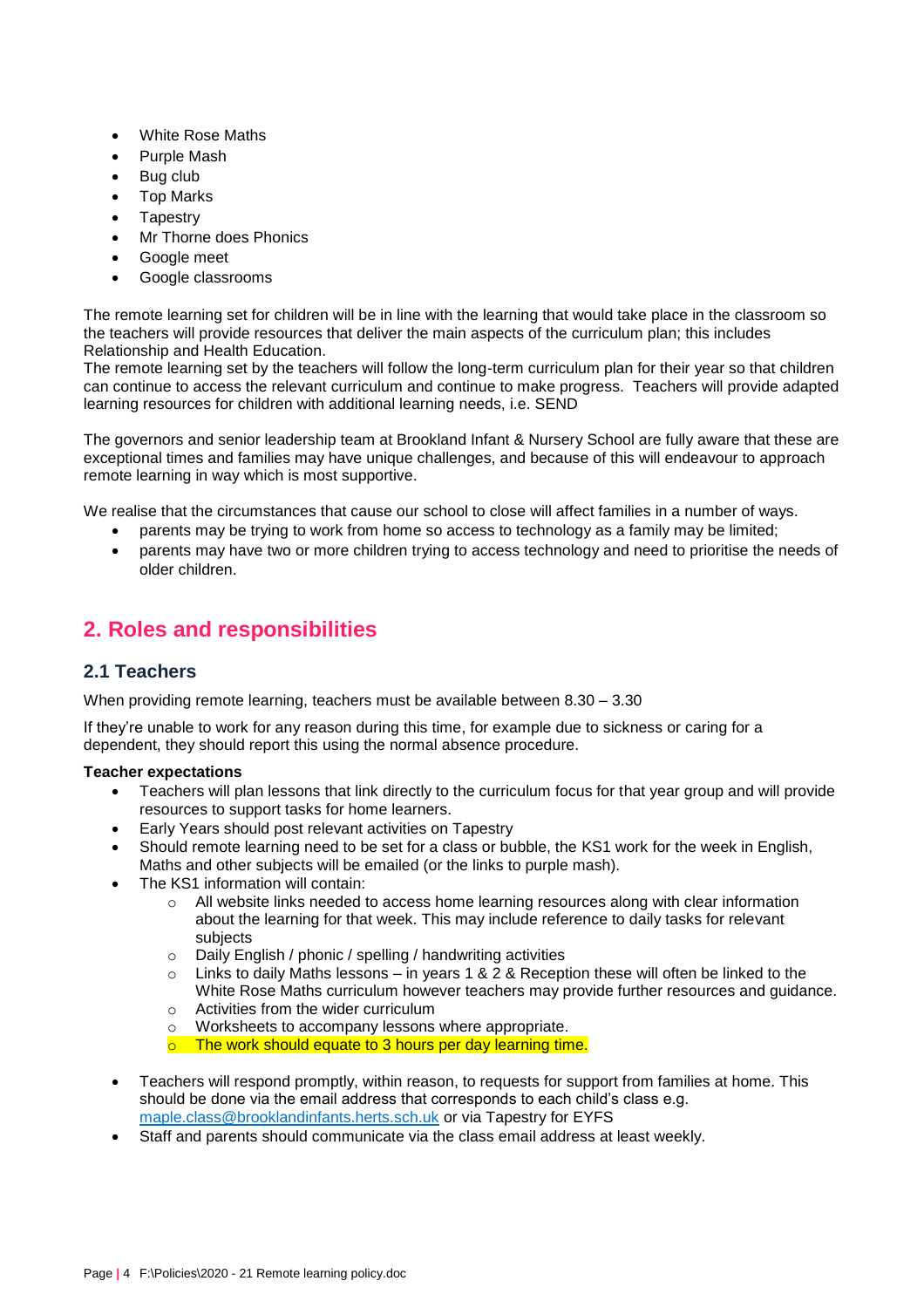- White Rose Maths
- Purple Mash
- Bug club
- Top Marks
- Tapestry
- Mr Thorne does Phonics
- Google meet
- Google classrooms

The remote learning set for children will be in line with the learning that would take place in the classroom so the teachers will provide resources that deliver the main aspects of the curriculum plan; this includes Relationship and Health Education.
The remote learning set by the teachers will follow the long-term curriculum plan for their year so that children can continue to access the relevant curriculum and continue to make progress. Teachers will provide adapted learning resources for children with additional learning needs, i.e. SEND

The governors and senior leadership team at Brookland Infant & Nursery School are fully aware that these are exceptional times and families may have unique challenges, and because of this will endeavour to approach remote learning in way which is most supportive.

We realise that the circumstances that cause our school to close will affect families in a number of ways.

- parents may be trying to work from home so access to technology as a family may be limited;
- parents may have two or more children trying to access technology and need to prioritise the needs of older children.

## 2. Roles and responsibilities

### 2.1 Teachers

When providing remote learning, teachers must be available between 8.30 – 3.30

If they're unable to work for any reason during this time, for example due to sickness or caring for a dependent, they should report this using the normal absence procedure.

**Teacher expectations**

- Teachers will plan lessons that link directly to the curriculum focus for that year group and will provide resources to support tasks for home learners.
- Early Years should post relevant activities on Tapestry
- Should remote learning need to be set for a class or bubble, the KS1 work for the week in English, Maths and other subjects will be emailed (or the links to purple mash).
- The KS1 information will contain:
    - All website links needed to access home learning resources along with clear information about the learning for that week. This may include reference to daily tasks for relevant subjects
    - Daily English / phonic / spelling / handwriting activities
    - Links to daily Maths lessons – in years 1 & 2 & Reception these will often be linked to the White Rose Maths curriculum however teachers may provide further resources and guidance.
    - Activities from the wider curriculum
    - Worksheets to accompany lessons where appropriate.
    - The work should equate to 3 hours per day learning time.
- Teachers will respond promptly, within reason, to requests for support from families at home. This should be done via the email address that corresponds to each child's class e.g. maple.class@brooklandinfants.herts.sch.uk or via Tapestry for EYFS
- Staff and parents should communicate via the class email address at least weekly.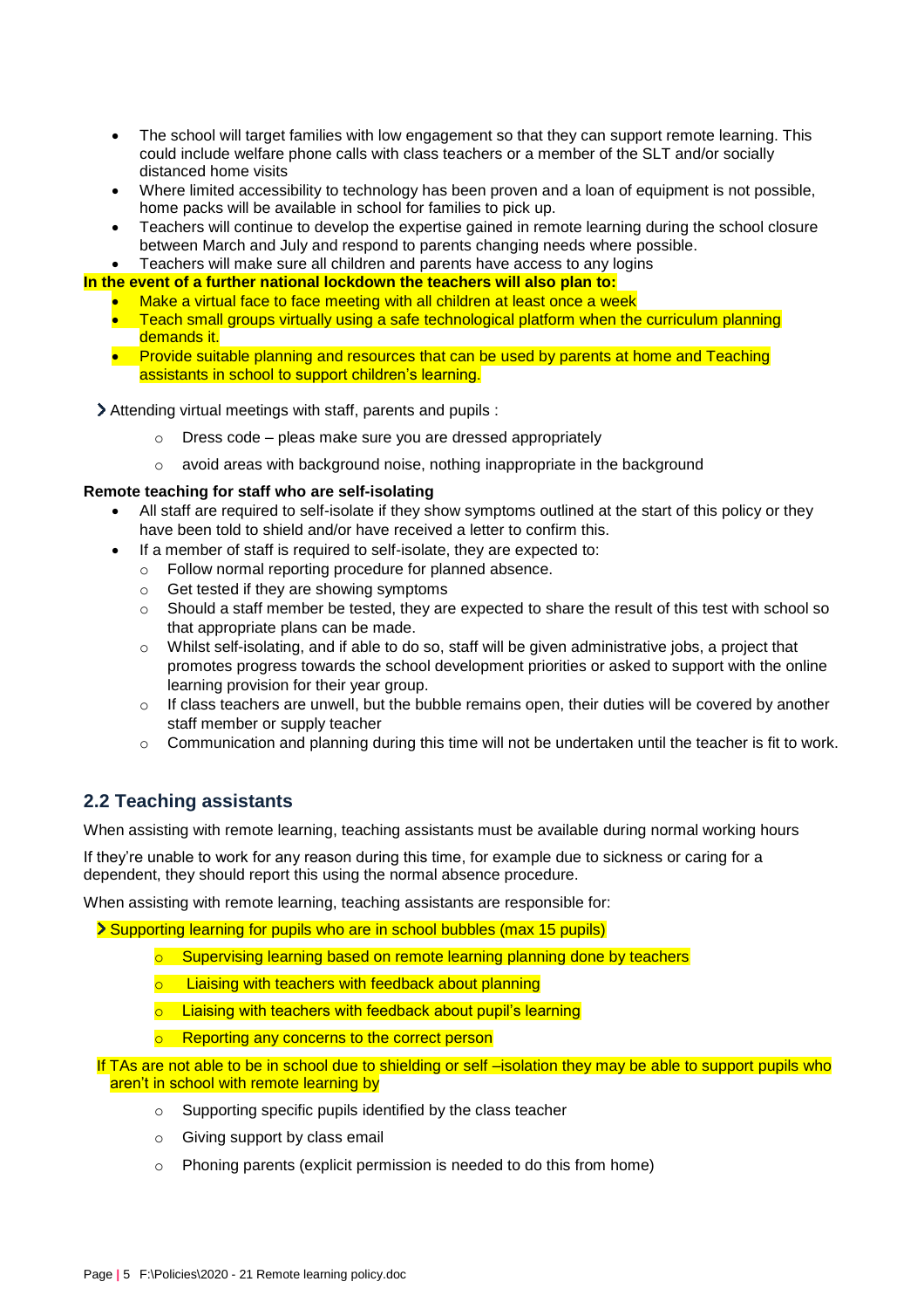- The school will target families with low engagement so that they can support remote learning. This could include welfare phone calls with class teachers or a member of the SLT and/or socially distanced home visits
- Where limited accessibility to technology has been proven and a loan of equipment is not possible, home packs will be available in school for families to pick up.
- Teachers will continue to develop the expertise gained in remote learning during the school closure between March and July and respond to parents changing needs where possible.
- Teachers will make sure all children and parents have access to any logins

**In the event of a further national lockdown the teachers will also plan to:**

- Make a virtual face to face meeting with all children at least once a week
- Teach small groups virtually using a safe technological platform when the curriculum planning demands it.
- Provide suitable planning and resources that can be used by parents at home and Teaching assistants in school to support children's learning.

- Attending virtual meetings with staff, parents and pupils :
  - Dress code – pleas make sure you are dressed appropriately
  - avoid areas with background noise, nothing inappropriate in the background

**Remote teaching for staff who are self-isolating**

- All staff are required to self-isolate if they show symptoms outlined at the start of this policy or they have been told to shield and/or have received a letter to confirm this.
- If a member of staff is required to self-isolate, they are expected to:
  - Follow normal reporting procedure for planned absence.
  - Get tested if they are showing symptoms
  - Should a staff member be tested, they are expected to share the result of this test with school so that appropriate plans can be made.
  - Whilst self-isolating, and if able to do so, staff will be given administrative jobs, a project that promotes progress towards the school development priorities or asked to support with the online learning provision for their year group.
  - If class teachers are unwell, but the bubble remains open, their duties will be covered by another staff member or supply teacher
  - Communication and planning during this time will not be undertaken until the teacher is fit to work.

## 2.2 Teaching assistants

When assisting with remote learning, teaching assistants must be available during normal working hours

If they're unable to work for any reason during this time, for example due to sickness or caring for a dependent, they should report this using the normal absence procedure.

When assisting with remote learning, teaching assistants are responsible for:

- Supporting learning for pupils who are in school bubbles (max 15 pupils)
  - Supervising learning based on remote learning planning done by teachers
  - Liaising with teachers with feedback about planning
  - Liaising with teachers with feedback about pupil's learning
  - Reporting any concerns to the correct person

If TAs are not able to be in school due to shielding or self –isolation they may be able to support pupils who aren't in school with remote learning by

- Supporting specific pupils identified by the class teacher
- Giving support by class email
- Phoning parents (explicit permission is needed to do this from home)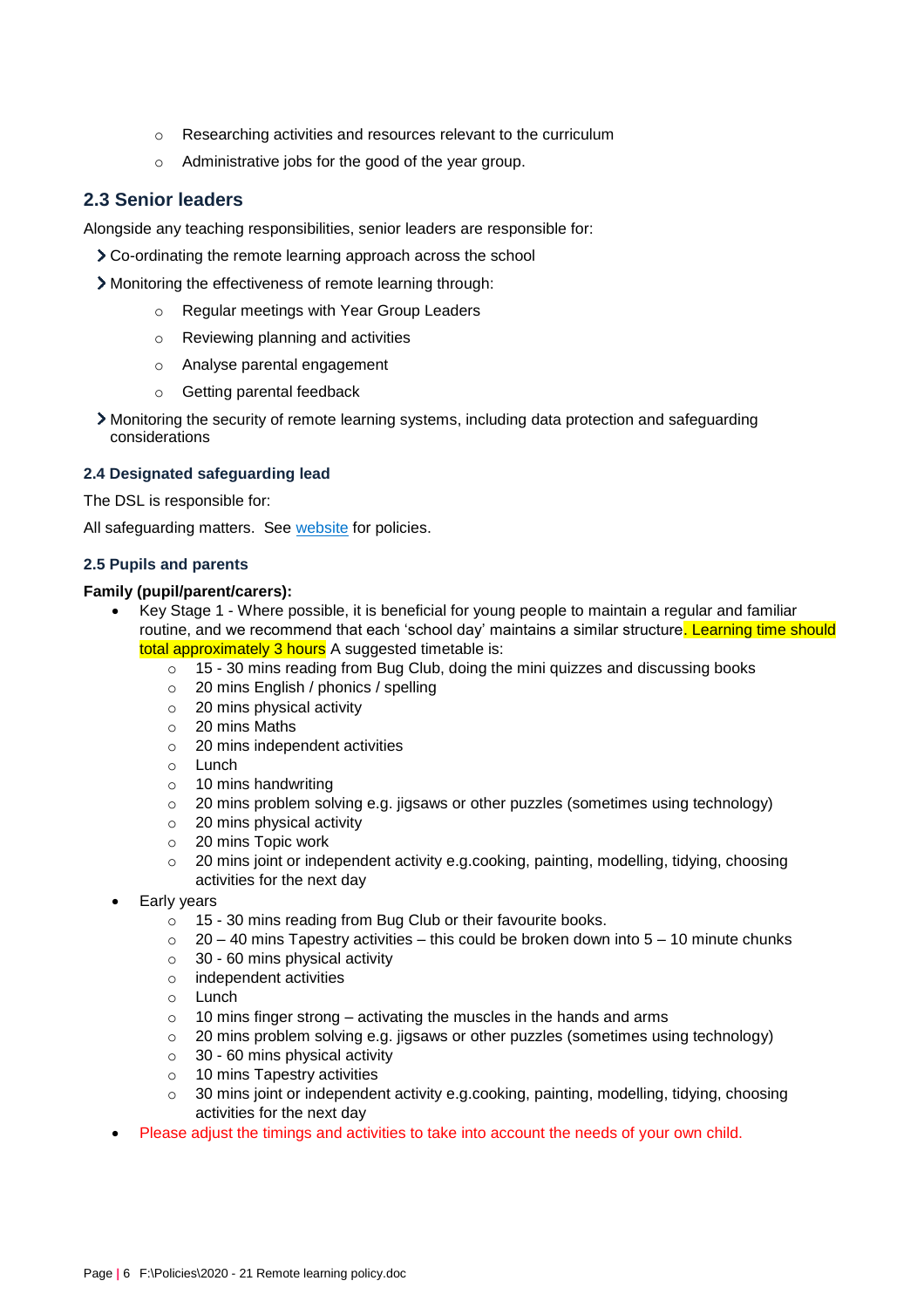- Researching activities and resources relevant to the curriculum
  - Administrative jobs for the good of the year group.

## 2.3 Senior leaders

Alongside any teaching responsibilities, senior leaders are responsible for:

- Co-ordinating the remote learning approach across the school
- Monitoring the effectiveness of remote learning through:
  - Regular meetings with Year Group Leaders
  - Reviewing planning and activities
  - Analyse parental engagement
  - Getting parental feedback
- Monitoring the security of remote learning systems, including data protection and safeguarding considerations

### 2.4 Designated safeguarding lead

The DSL is responsible for:

All safeguarding matters. See [website] for policies.

### 2.5 Pupils and parents

**Family (pupil/parent/carers):**

- Key Stage 1 - Where possible, it is beneficial for young people to maintain a regular and familiar routine, and we recommend that each 'school day' maintains a similar structure. Learning time should total approximately 3 hours A suggested timetable is:
  - 15 - 30 mins reading from Bug Club, doing the mini quizzes and discussing books
  - 20 mins English / phonics / spelling
  - 20 mins physical activity
  - 20 mins Maths
  - 20 mins independent activities
  - Lunch
  - 10 mins handwriting
  - 20 mins problem solving e.g. jigsaws or other puzzles (sometimes using technology)
  - 20 mins physical activity
  - 20 mins Topic work
  - 20 mins joint or independent activity e.g.cooking, painting, modelling, tidying, choosing activities for the next day
- Early years
  - 15 - 30 mins reading from Bug Club or their favourite books.
  - 20 – 40 mins Tapestry activities – this could be broken down into 5 – 10 minute chunks
  - 30 - 60 mins physical activity
  - independent activities
  - Lunch
  - 10 mins finger strong – activating the muscles in the hands and arms
  - 20 mins problem solving e.g. jigsaws or other puzzles (sometimes using technology)
  - 30 - 60 mins physical activity
  - 10 mins Tapestry activities
  - 30 mins joint or independent activity e.g.cooking, painting, modelling, tidying, choosing activities for the next day
- Please adjust the timings and activities to take into account the needs of your own child.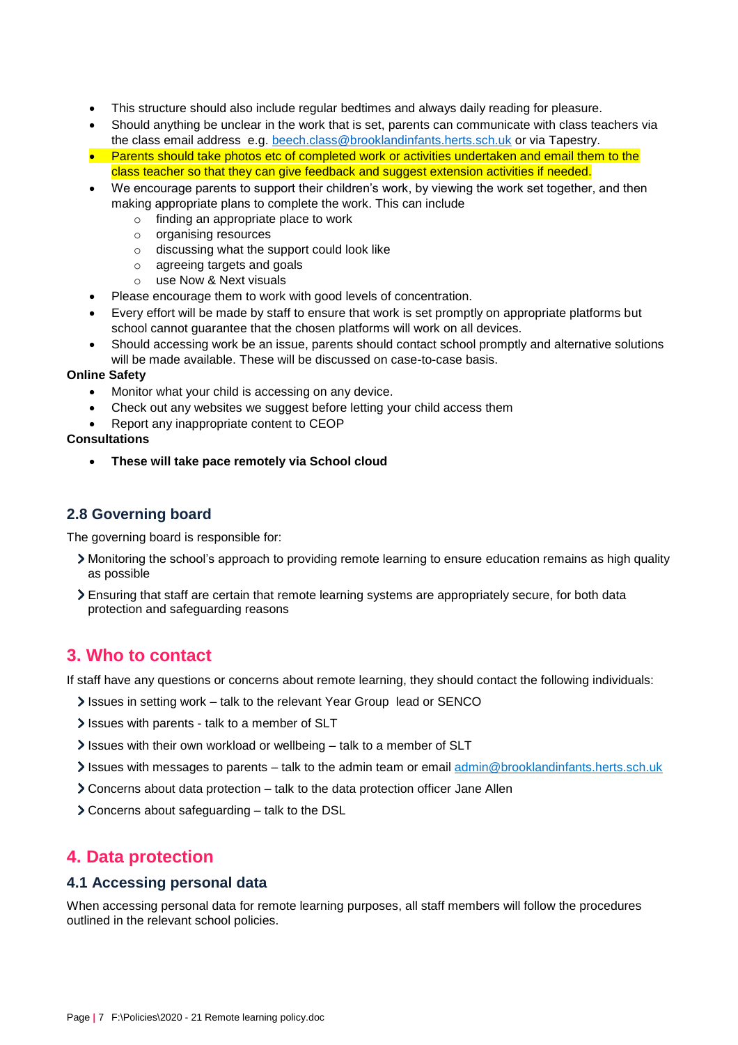- This structure should also include regular bedtimes and always daily reading for pleasure.
- Should anything be unclear in the work that is set, parents can communicate with class teachers via the class email address e.g. beech.class@brooklandinfants.herts.sch.uk or via Tapestry.
- Parents should take photos etc of completed work or activities undertaken and email them to the class teacher so that they can give feedback and suggest extension activities if needed.
- We encourage parents to support their children's work, by viewing the work set together, and then making appropriate plans to complete the work. This can include
  - finding an appropriate place to work
  - organising resources
  - discussing what the support could look like
  - agreeing targets and goals
  - use Now & Next visuals
- Please encourage them to work with good levels of concentration.
- Every effort will be made by staff to ensure that work is set promptly on appropriate platforms but school cannot guarantee that the chosen platforms will work on all devices.
- Should accessing work be an issue, parents should contact school promptly and alternative solutions will be made available. These will be discussed on case-to-case basis.

**Online Safety**

- Monitor what your child is accessing on any device.
- Check out any websites we suggest before letting your child access them
- Report any inappropriate content to CEOP

**Consultations**

- **These will take pace remotely via School cloud**

### 2.8 Governing board

The governing board is responsible for:

- Monitoring the school's approach to providing remote learning to ensure education remains as high quality as possible
- Ensuring that staff are certain that remote learning systems are appropriately secure, for both data protection and safeguarding reasons

## 3. Who to contact

If staff have any questions or concerns about remote learning, they should contact the following individuals:

- Issues in setting work – talk to the relevant Year Group lead or SENCO
- Issues with parents - talk to a member of SLT
- Issues with their own workload or wellbeing – talk to a member of SLT
- Issues with messages to parents – talk to the admin team or email admin@brooklandinfants.herts.sch.uk
- Concerns about data protection – talk to the data protection officer Jane Allen
- Concerns about safeguarding – talk to the DSL

## 4. Data protection

### 4.1 Accessing personal data

When accessing personal data for remote learning purposes, all staff members will follow the procedures outlined in the relevant school policies.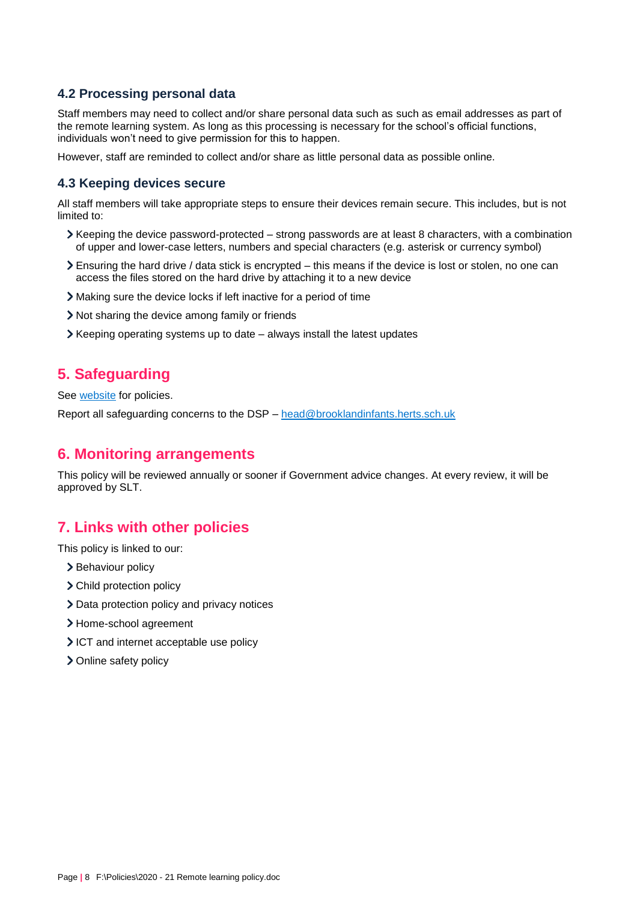### 4.2 Processing personal data

Staff members may need to collect and/or share personal data such as such as email addresses as part of the remote learning system. As long as this processing is necessary for the school's official functions, individuals won't need to give permission for this to happen.

However, staff are reminded to collect and/or share as little personal data as possible online.

### 4.3 Keeping devices secure

All staff members will take appropriate steps to ensure their devices remain secure. This includes, but is not limited to:

- Keeping the device password-protected – strong passwords are at least 8 characters, with a combination of upper and lower-case letters, numbers and special characters (e.g. asterisk or currency symbol)
- Ensuring the hard drive / data stick is encrypted – this means if the device is lost or stolen, no one can access the files stored on the hard drive by attaching it to a new device
- Making sure the device locks if left inactive for a period of time
- Not sharing the device among family or friends
- Keeping operating systems up to date – always install the latest updates

## 5. Safeguarding

See website for policies.

Report all safeguarding concerns to the DSP – head@brooklandinfants.herts.sch.uk

## 6. Monitoring arrangements

This policy will be reviewed annually or sooner if Government advice changes. At every review, it will be approved by SLT.

## 7. Links with other policies

This policy is linked to our:

- Behaviour policy
- Child protection policy
- Data protection policy and privacy notices
- Home-school agreement
- ICT and internet acceptable use policy
- Online safety policy